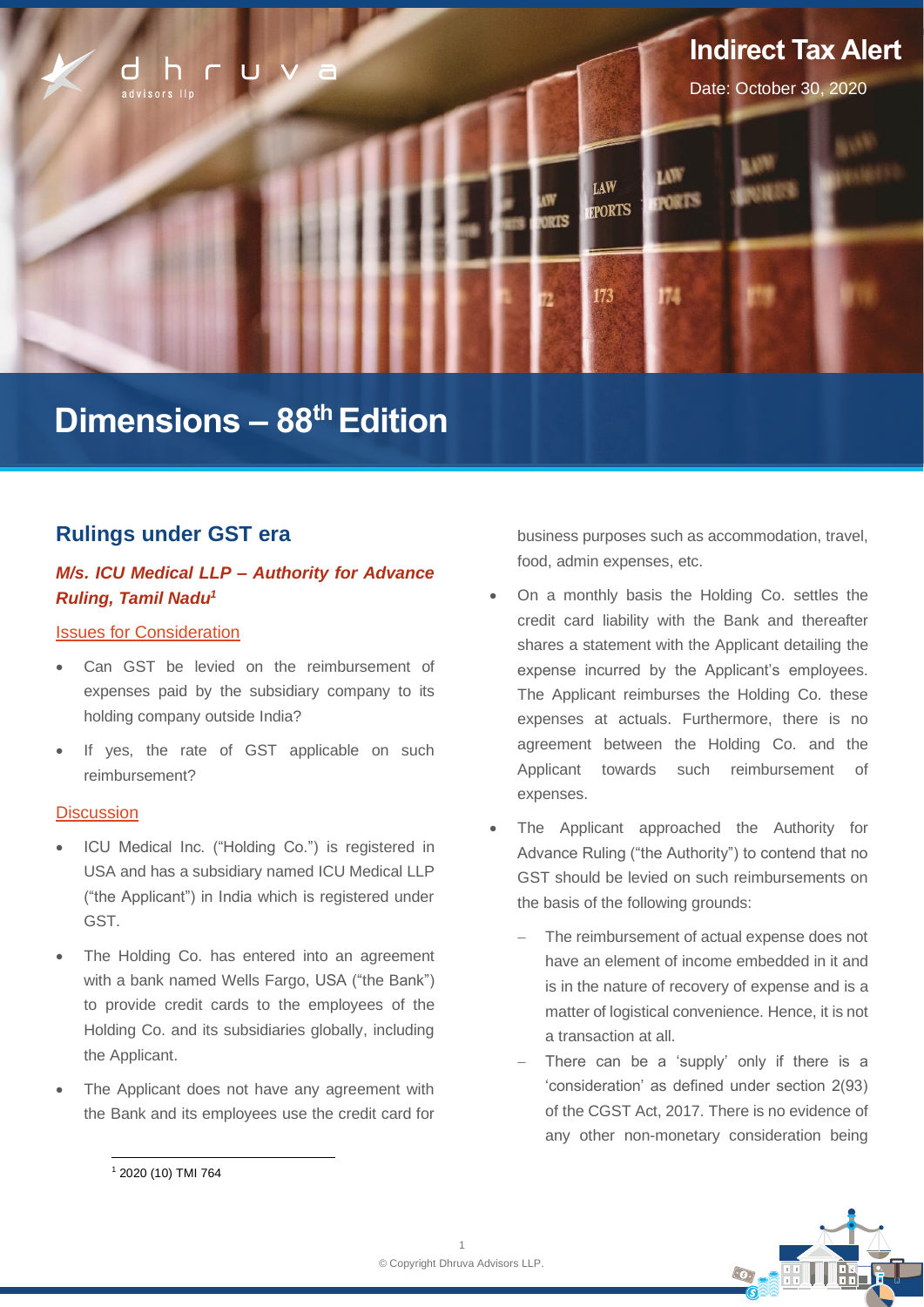Indirect Tax Alert

Date: October 30, 2020

# Dimensions – 88th Edition

## Rulings under GST era

### *M/s. ICU Medical LLP – Authority for Advance Ruling, Tamil Nadu*[1]

Issues for Consideration

- Can GST be levied on the reimbursement of expenses paid by the subsidiary company to its holding company outside India?
- If yes, the rate of GST applicable on such reimbursement?

Discussion

- ICU Medical Inc. ("Holding Co.") is registered in USA and has a subsidiary named ICU Medical LLP ("the Applicant") in India which is registered under GST.
- The Holding Co. has entered into an agreement with a bank named Wells Fargo, USA ("the Bank") to provide credit cards to the employees of the Holding Co. and its subsidiaries globally, including the Applicant.
- The Applicant does not have any agreement with the Bank and its employees use the credit card for business purposes such as accommodation, travel, food, admin expenses, etc.
- On a monthly basis the Holding Co. settles the credit card liability with the Bank and thereafter shares a statement with the Applicant detailing the expense incurred by the Applicant's employees. The Applicant reimburses the Holding Co. these expenses at actuals. Furthermore, there is no agreement between the Holding Co. and the Applicant towards such reimbursement of expenses.
- The Applicant approached the Authority for Advance Ruling ("the Authority") to contend that no GST should be levied on such reimbursements on the basis of the following grounds:
  - The reimbursement of actual expense does not have an element of income embedded in it and is in the nature of recovery of expense and is a matter of logistical convenience. Hence, it is not a transaction at all.
  - There can be a 'supply' only if there is a 'consideration' as defined under section 2(93) of the CGST Act, 2017. There is no evidence of any other non-monetary consideration being

[1] 2020 (10) TMI 764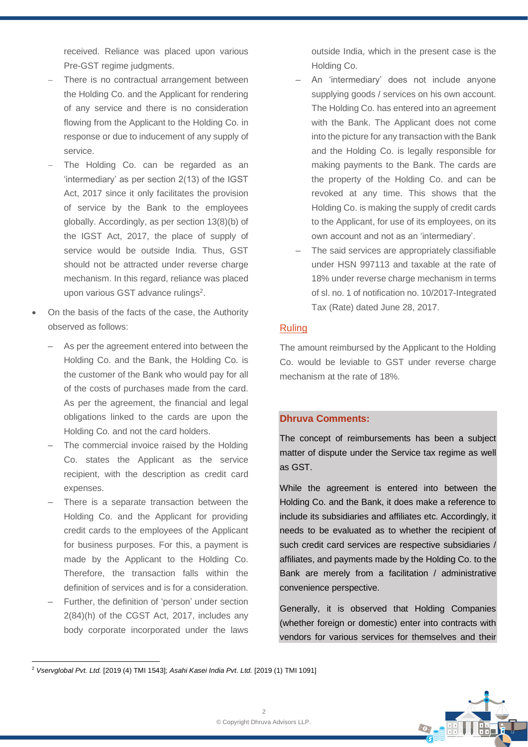received. Reliance was placed upon various Pre-GST regime judgments.

- There is no contractual arrangement between the Holding Co. and the Applicant for rendering of any service and there is no consideration flowing from the Applicant to the Holding Co. in response or due to inducement of any supply of service.
- The Holding Co. can be regarded as an 'intermediary' as per section 2(13) of the IGST Act, 2017 since it only facilitates the provision of service by the Bank to the employees globally. Accordingly, as per section 13(8)(b) of the IGST Act, 2017, the place of supply of service would be outside India. Thus, GST should not be attracted under reverse charge mechanism. In this regard, reliance was placed upon various GST advance rulings[2].

- On the basis of the facts of the case, the Authority observed as follows:
  - As per the agreement entered into between the Holding Co. and the Bank, the Holding Co. is the customer of the Bank who would pay for all of the costs of purchases made from the card. As per the agreement, the financial and legal obligations linked to the cards are upon the Holding Co. and not the card holders.
  - The commercial invoice raised by the Holding Co. states the Applicant as the service recipient, with the description as credit card expenses.
  - There is a separate transaction between the Holding Co. and the Applicant for providing credit cards to the employees of the Applicant for business purposes. For this, a payment is made by the Applicant to the Holding Co. Therefore, the transaction falls within the definition of services and is for a consideration.
  - Further, the definition of 'person' under section 2(84)(h) of the CGST Act, 2017, includes any body corporate incorporated under the laws outside India, which in the present case is the Holding Co.
  - An 'intermediary' does not include anyone supplying goods / services on his own account. The Holding Co. has entered into an agreement with the Bank. The Applicant does not come into the picture for any transaction with the Bank and the Holding Co. is legally responsible for making payments to the Bank. The cards are the property of the Holding Co. and can be revoked at any time. This shows that the Holding Co. is making the supply of credit cards to the Applicant, for use of its employees, on its own account and not as an 'intermediary'.
  - The said services are appropriately classifiable under HSN 997113 and taxable at the rate of 18% under reverse charge mechanism in terms of sl. no. 1 of notification no. 10/2017-Integrated Tax (Rate) dated June 28, 2017.

## Ruling

The amount reimbursed by the Applicant to the Holding Co. would be leviable to GST under reverse charge mechanism at the rate of 18%.

### Dhruva Comments:

The concept of reimbursements has been a subject matter of dispute under the Service tax regime as well as GST.

While the agreement is entered into between the Holding Co. and the Bank, it does make a reference to include its subsidiaries and affiliates etc. Accordingly, it needs to be evaluated as to whether the recipient of such credit card services are respective subsidiaries / affiliates, and payments made by the Holding Co. to the Bank are merely from a facilitation / administrative convenience perspective.

Generally, it is observed that Holding Companies (whether foreign or domestic) enter into contracts with vendors for various services for themselves and their

[2] *Vservglobal Pvt. Ltd.* [2019 (4) TMI 1543]; *Asahi Kasei India Pvt. Ltd.* [2019 (1) TMI 1091]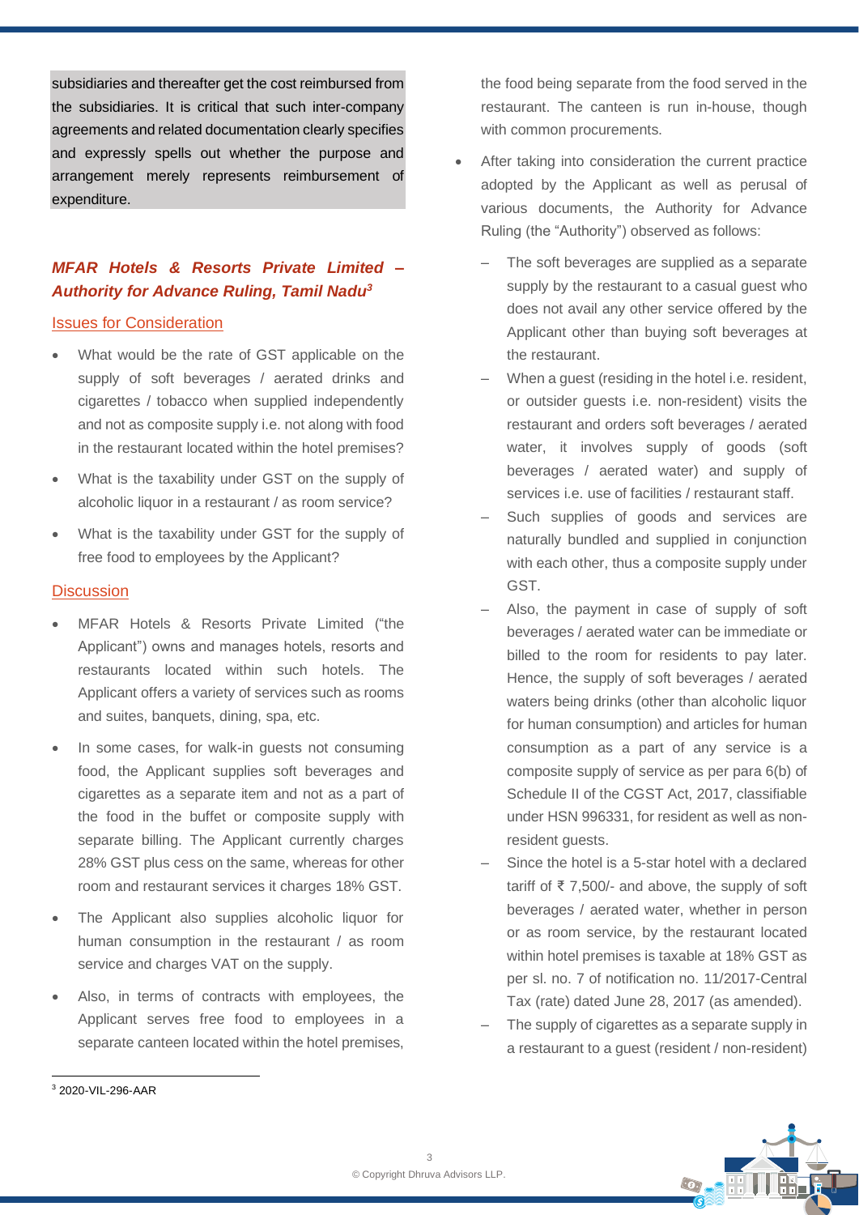subsidiaries and thereafter get the cost reimbursed from the subsidiaries. It is critical that such inter-company agreements and related documentation clearly specifies and expressly spells out whether the purpose and arrangement merely represents reimbursement of expenditure.

### *MFAR Hotels & Resorts Private Limited – Authority for Advance Ruling, Tamil Nadu*[3]

#### Issues for Consideration

- What would be the rate of GST applicable on the supply of soft beverages / aerated drinks and cigarettes / tobacco when supplied independently and not as composite supply i.e. not along with food in the restaurant located within the hotel premises?
- What is the taxability under GST on the supply of alcoholic liquor in a restaurant / as room service?
- What is the taxability under GST for the supply of free food to employees by the Applicant?

#### Discussion

- MFAR Hotels & Resorts Private Limited ("the Applicant") owns and manages hotels, resorts and restaurants located within such hotels. The Applicant offers a variety of services such as rooms and suites, banquets, dining, spa, etc.
- In some cases, for walk-in guests not consuming food, the Applicant supplies soft beverages and cigarettes as a separate item and not as a part of the food in the buffet or composite supply with separate billing. The Applicant currently charges 28% GST plus cess on the same, whereas for other room and restaurant services it charges 18% GST.
- The Applicant also supplies alcoholic liquor for human consumption in the restaurant / as room service and charges VAT on the supply.
- Also, in terms of contracts with employees, the Applicant serves free food to employees in a separate canteen located within the hotel premises, the food being separate from the food served in the restaurant. The canteen is run in-house, though with common procurements.
- After taking into consideration the current practice adopted by the Applicant as well as perusal of various documents, the Authority for Advance Ruling (the "Authority") observed as follows:
  - The soft beverages are supplied as a separate supply by the restaurant to a casual guest who does not avail any other service offered by the Applicant other than buying soft beverages at the restaurant.
  - When a guest (residing in the hotel i.e. resident, or outsider guests i.e. non-resident) visits the restaurant and orders soft beverages / aerated water, it involves supply of goods (soft beverages / aerated water) and supply of services i.e. use of facilities / restaurant staff.
  - Such supplies of goods and services are naturally bundled and supplied in conjunction with each other, thus a composite supply under GST.
  - Also, the payment in case of supply of soft beverages / aerated water can be immediate or billed to the room for residents to pay later. Hence, the supply of soft beverages / aerated waters being drinks (other than alcoholic liquor for human consumption) and articles for human consumption as a part of any service is a composite supply of service as per para 6(b) of Schedule II of the CGST Act, 2017, classifiable under HSN 996331, for resident as well as non-resident guests.
  - Since the hotel is a 5-star hotel with a declared tariff of ₹ 7,500/- and above, the supply of soft beverages / aerated water, whether in person or as room service, by the restaurant located within hotel premises is taxable at 18% GST as per sl. no. 7 of notification no. 11/2017-Central Tax (rate) dated June 28, 2017 (as amended).
  - The supply of cigarettes as a separate supply in a restaurant to a guest (resident / non-resident)

---

[3] 2020-VIL-296-AAR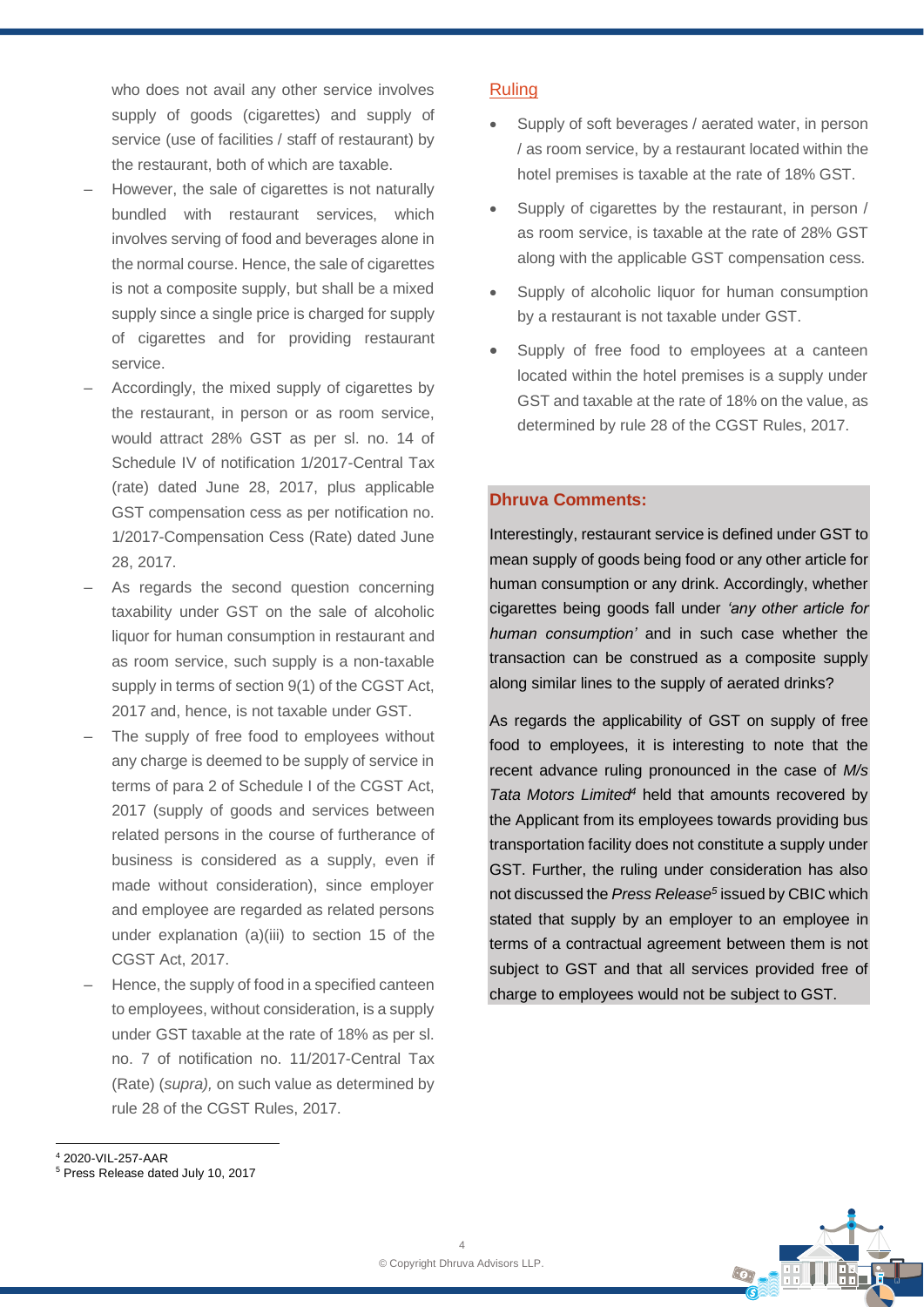who does not avail any other service involves supply of goods (cigarettes) and supply of service (use of facilities / staff of restaurant) by the restaurant, both of which are taxable.

- However, the sale of cigarettes is not naturally bundled with restaurant services, which involves serving of food and beverages alone in the normal course. Hence, the sale of cigarettes is not a composite supply, but shall be a mixed supply since a single price is charged for supply of cigarettes and for providing restaurant service.
- Accordingly, the mixed supply of cigarettes by the restaurant, in person or as room service, would attract 28% GST as per sl. no. 14 of Schedule IV of notification 1/2017-Central Tax (rate) dated June 28, 2017, plus applicable GST compensation cess as per notification no. 1/2017-Compensation Cess (Rate) dated June 28, 2017.
- As regards the second question concerning taxability under GST on the sale of alcoholic liquor for human consumption in restaurant and as room service, such supply is a non-taxable supply in terms of section 9(1) of the CGST Act, 2017 and, hence, is not taxable under GST.
- The supply of free food to employees without any charge is deemed to be supply of service in terms of para 2 of Schedule I of the CGST Act, 2017 (supply of goods and services between related persons in the course of furtherance of business is considered as a supply, even if made without consideration), since employer and employee are regarded as related persons under explanation (a)(iii) to section 15 of the CGST Act, 2017.
- Hence, the supply of food in a specified canteen to employees, without consideration, is a supply under GST taxable at the rate of 18% as per sl. no. 7 of notification no. 11/2017-Central Tax (Rate) (*supra),* on such value as determined by rule 28 of the CGST Rules, 2017.

### Ruling

- Supply of soft beverages / aerated water, in person / as room service, by a restaurant located within the hotel premises is taxable at the rate of 18% GST.
- Supply of cigarettes by the restaurant, in person / as room service, is taxable at the rate of 28% GST along with the applicable GST compensation cess.
- Supply of alcoholic liquor for human consumption by a restaurant is not taxable under GST.
- Supply of free food to employees at a canteen located within the hotel premises is a supply under GST and taxable at the rate of 18% on the value, as determined by rule 28 of the CGST Rules, 2017.

**Dhruva Comments:**

Interestingly, restaurant service is defined under GST to mean supply of goods being food or any other article for human consumption or any drink. Accordingly, whether cigarettes being goods fall under *'any other article for human consumption'* and in such case whether the transaction can be construed as a composite supply along similar lines to the supply of aerated drinks?

As regards the applicability of GST on supply of free food to employees, it is interesting to note that the recent advance ruling pronounced in the case of *M/s Tata Motors Limited*[4] held that amounts recovered by the Applicant from its employees towards providing bus transportation facility does not constitute a supply under GST. Further, the ruling under consideration has also not discussed the *Press Release*[5] issued by CBIC which stated that supply by an employer to an employee in terms of a contractual agreement between them is not subject to GST and that all services provided free of charge to employees would not be subject to GST.

---

[4] 2020-VIL-257-AAR

[5] Press Release dated July 10, 2017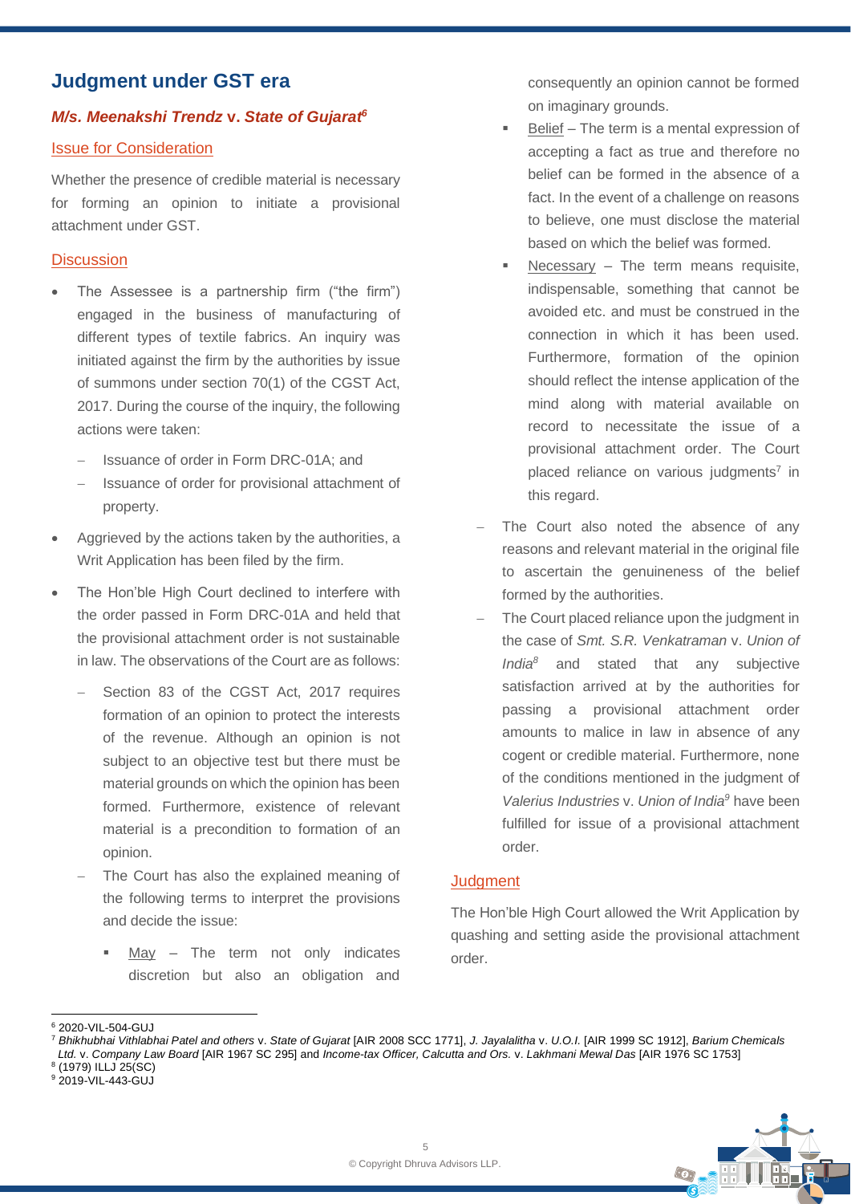## Judgment under GST era

### *M/s. Meenakshi Trendz* v. *State of Gujarat*[6]

Issue for Consideration

Whether the presence of credible material is necessary for forming an opinion to initiate a provisional attachment under GST.

Discussion

- The Assessee is a partnership firm ("the firm") engaged in the business of manufacturing of different types of textile fabrics. An inquiry was initiated against the firm by the authorities by issue of summons under section 70(1) of the CGST Act, 2017. During the course of the inquiry, the following actions were taken:
  - Issuance of order in Form DRC-01A; and
  - Issuance of order for provisional attachment of property.
- Aggrieved by the actions taken by the authorities, a Writ Application has been filed by the firm.
- The Hon'ble High Court declined to interfere with the order passed in Form DRC-01A and held that the provisional attachment order is not sustainable in law. The observations of the Court are as follows:
  - Section 83 of the CGST Act, 2017 requires formation of an opinion to protect the interests of the revenue. Although an opinion is not subject to an objective test but there must be material grounds on which the opinion has been formed. Furthermore, existence of relevant material is a precondition to formation of an opinion.
  - The Court has also the explained meaning of the following terms to interpret the provisions and decide the issue:
    - May – The term not only indicates discretion but also an obligation and consequently an opinion cannot be formed on imaginary grounds.
    - Belief – The term is a mental expression of accepting a fact as true and therefore no belief can be formed in the absence of a fact. In the event of a challenge on reasons to believe, one must disclose the material based on which the belief was formed.
    - Necessary – The term means requisite, indispensable, something that cannot be avoided etc. and must be construed in the connection in which it has been used. Furthermore, formation of the opinion should reflect the intense application of the mind along with material available on record to necessitate the issue of a provisional attachment order. The Court placed reliance on various judgments[7] in this regard.
  - The Court also noted the absence of any reasons and relevant material in the original file to ascertain the genuineness of the belief formed by the authorities.
  - The Court placed reliance upon the judgment in the case of *Smt. S.R. Venkatraman* v. *Union of India*[8] and stated that any subjective satisfaction arrived at by the authorities for passing a provisional attachment order amounts to malice in law in absence of any cogent or credible material. Furthermore, none of the conditions mentioned in the judgment of *Valerius Industries* v. *Union of India*[9] have been fulfilled for issue of a provisional attachment order.

Judgment

The Hon'ble High Court allowed the Writ Application by quashing and setting aside the provisional attachment order.

---

[6] 2020-VIL-504-GUJ

[7] *Bhikhubhai Vithlabhai Patel and others* v. *State of Gujarat* [AIR 2008 SCC 1771], *J. Jayalalitha* v. *U.O.I.* [AIR 1999 SC 1912], *Barium Chemicals Ltd.* v. *Company Law Board* [AIR 1967 SC 295] and *Income-tax Officer, Calcutta and Ors.* v. *Lakhmani Mewal Das* [AIR 1976 SC 1753]

[8] (1979) ILLJ 25(SC)

[9] 2019-VIL-443-GUJ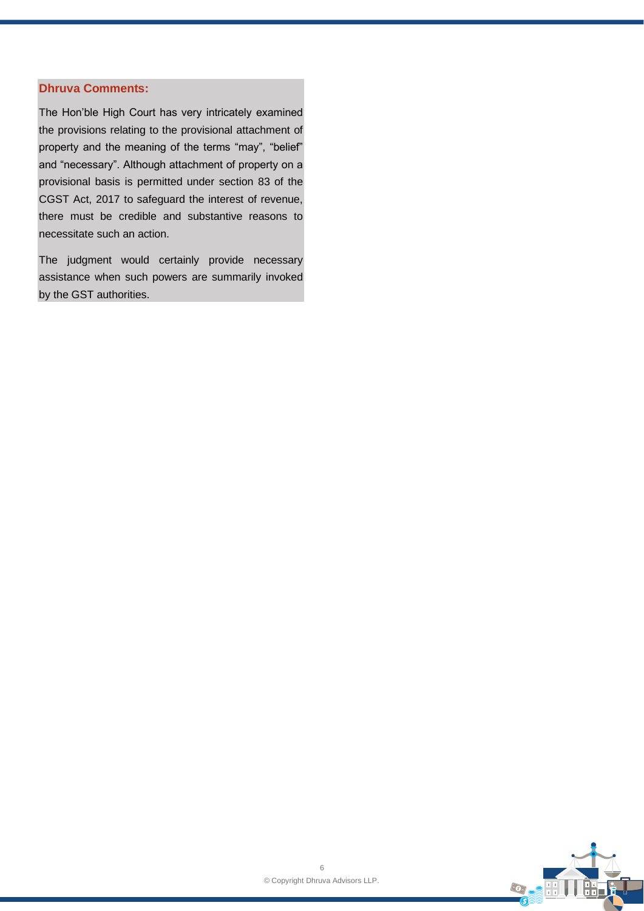**Dhruva Comments:**

The Hon'ble High Court has very intricately examined the provisions relating to the provisional attachment of property and the meaning of the terms "may", "belief" and "necessary". Although attachment of property on a provisional basis is permitted under section 83 of the CGST Act, 2017 to safeguard the interest of revenue, there must be credible and substantive reasons to necessitate such an action.

The judgment would certainly provide necessary assistance when such powers are summarily invoked by the GST authorities.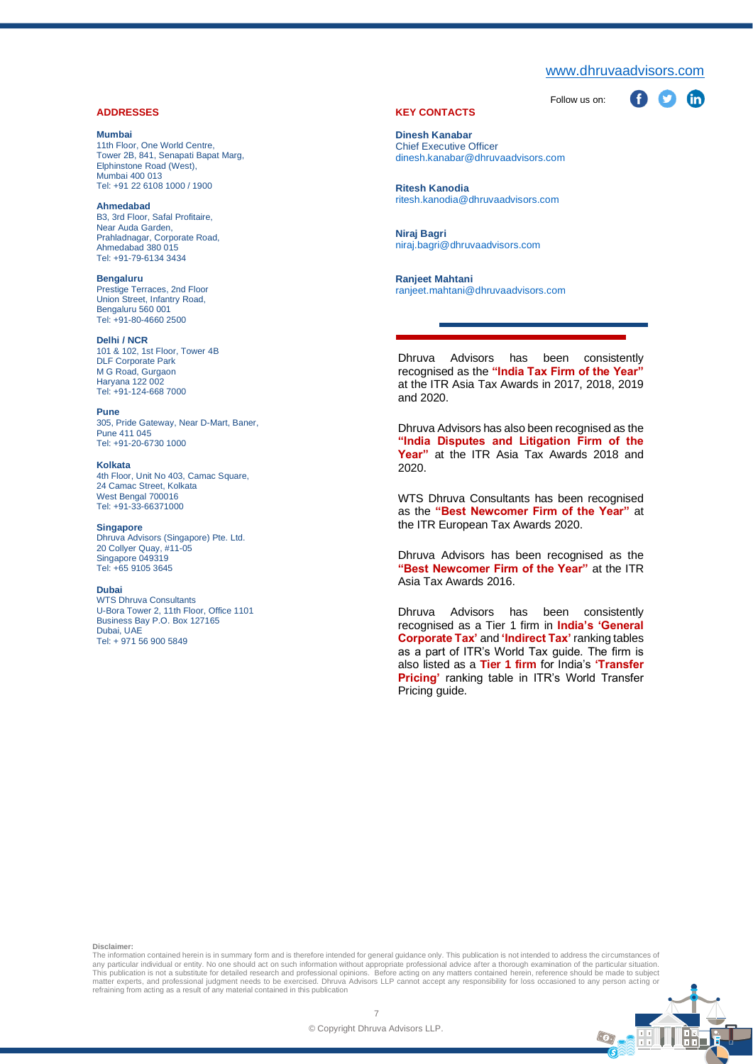www.dhruvaadvisors.com

Follow us on:

## ADDRESSES

**Mumbai**
11th Floor, One World Centre,
Tower 2B, 841, Senapati Bapat Marg,
Elphinstone Road (West),
Mumbai 400 013
Tel: +91 22 6108 1000 / 1900

**Ahmedabad**
B3, 3rd Floor, Safal Profitaire,
Near Auda Garden,
Prahladnagar, Corporate Road,
Ahmedabad 380 015
Tel: +91-79-6134 3434

**Bengaluru**
Prestige Terraces, 2nd Floor
Union Street, Infantry Road,
Bengaluru 560 001
Tel: +91-80-4660 2500

**Delhi / NCR**
101 & 102, 1st Floor, Tower 4B
DLF Corporate Park
M G Road, Gurgaon
Haryana 122 002
Tel: +91-124-668 7000

**Pune**
305, Pride Gateway, Near D-Mart, Baner,
Pune 411 045
Tel: +91-20-6730 1000

**Kolkata**
4th Floor, Unit No 403, Camac Square,
24 Camac Street, Kolkata
West Bengal 700016
Tel: +91-33-66371000

**Singapore**
Dhruva Advisors (Singapore) Pte. Ltd.
20 Collyer Quay, #11-05
Singapore 049319
Tel: +65 9105 3645

**Dubai**
WTS Dhruva Consultants
U-Bora Tower 2, 11th Floor, Office 1101
Business Bay P.O. Box 127165
Dubai, UAE
Tel: + 971 56 900 5849

## KEY CONTACTS

**Dinesh Kanabar**
Chief Executive Officer
dinesh.kanabar@dhruvaadvisors.com

**Ritesh Kanodia**
ritesh.kanodia@dhruvaadvisors.com

**Niraj Bagri**
niraj.bagri@dhruvaadvisors.com

**Ranjeet Mahtani**
ranjeet.mahtani@dhruvaadvisors.com

Dhruva Advisors has been consistently recognised as the **"India Tax Firm of the Year"** at the ITR Asia Tax Awards in 2017, 2018, 2019 and 2020.

Dhruva Advisors has also been recognised as the **"India Disputes and Litigation Firm of the Year"** at the ITR Asia Tax Awards 2018 and 2020.

WTS Dhruva Consultants has been recognised as the **"Best Newcomer Firm of the Year"** at the ITR European Tax Awards 2020.

Dhruva Advisors has been recognised as the **"Best Newcomer Firm of the Year"** at the ITR Asia Tax Awards 2016.

Dhruva Advisors has been consistently recognised as a Tier 1 firm in **India's 'General Corporate Tax'** and **'Indirect Tax'** ranking tables as a part of ITR's World Tax guide. The firm is also listed as a **Tier 1 firm** for India's **'Transfer Pricing'** ranking table in ITR's World Transfer Pricing guide.

**Disclaimer:**
The information contained herein is in summary form and is therefore intended for general guidance only. This publication is not intended to address the circumstances of any particular individual or entity. No one should act on such information without appropriate professional advice after a thorough examination of the particular situation. This publication is not a substitute for detailed research and professional opinions. Before acting on any matters contained herein, reference should be made to subject matter experts, and professional judgment needs to be exercised. Dhruva Advisors LLP cannot accept any responsibility for loss occasioned to any person acting or refraining from acting as a result of any material contained in this publication

© Copyright Dhruva Advisors LLP.